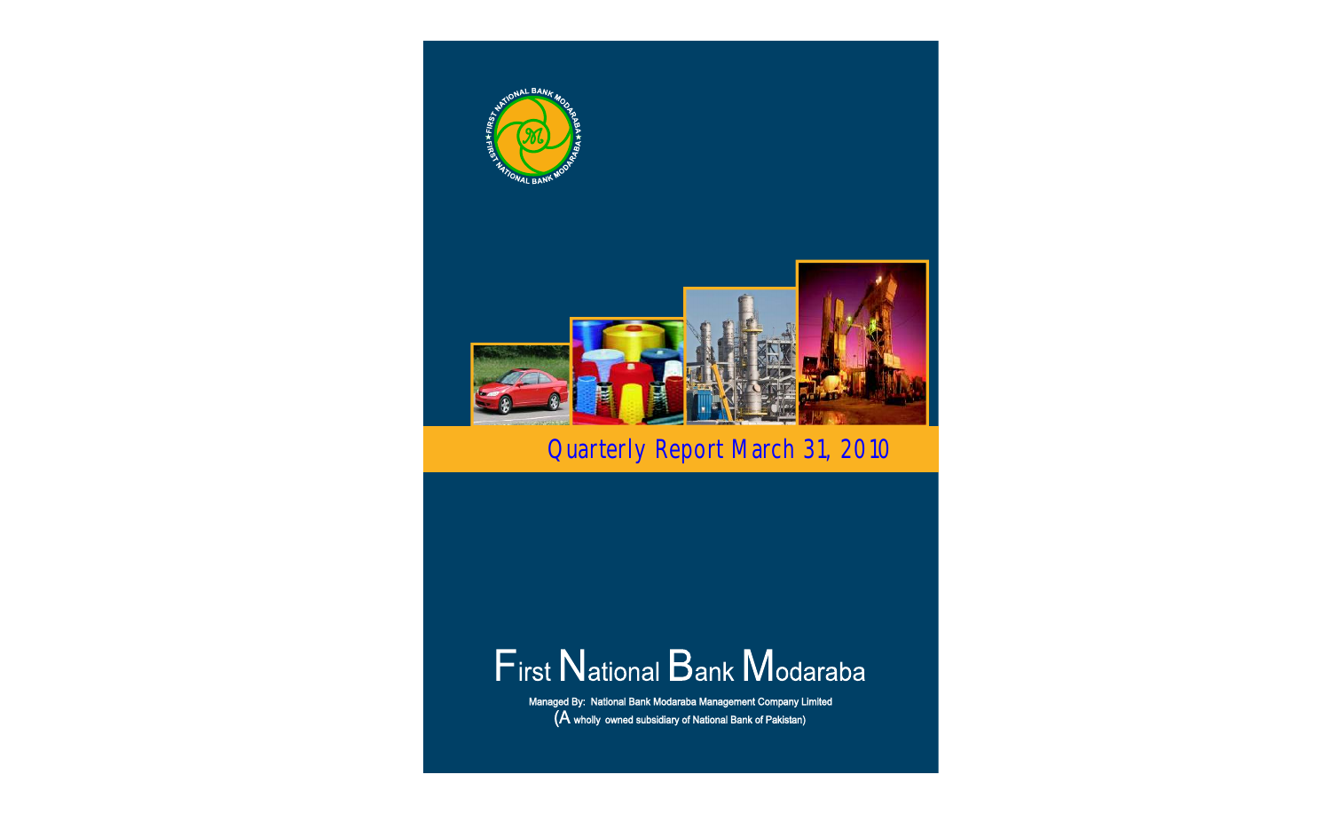# Quarterly Report March 31, 2010

# First National Bank Modaraba

**Managed By: National Bank Modaraba Management Company Limited**

**(A wholly owned subsidiary of National Bank of Pakistan)**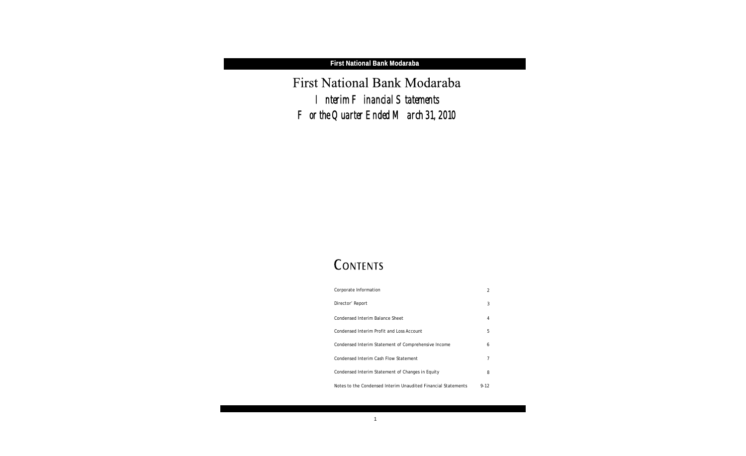# First National Bank Modaraba

## Interim Financial Statements

## For the Quarter Ended March 31, 2010

## CONTENTS

| | |
|---|---|
| Corporate Information | 2 |
| Director' Report | 3 |
| Condensed Interim Balance Sheet | 4 |
| Condensed Interim Profit and Loss Account | 5 |
| Condensed Interim Statement of Comprehensive Income | 6 |
| Condensed Interim Cash Flow Statement | 7 |
| Condensed Interim Statement of Changes in Equity | 8 |
| Notes to the Condensed Interim Unaudited Financial Statements | 9-12 |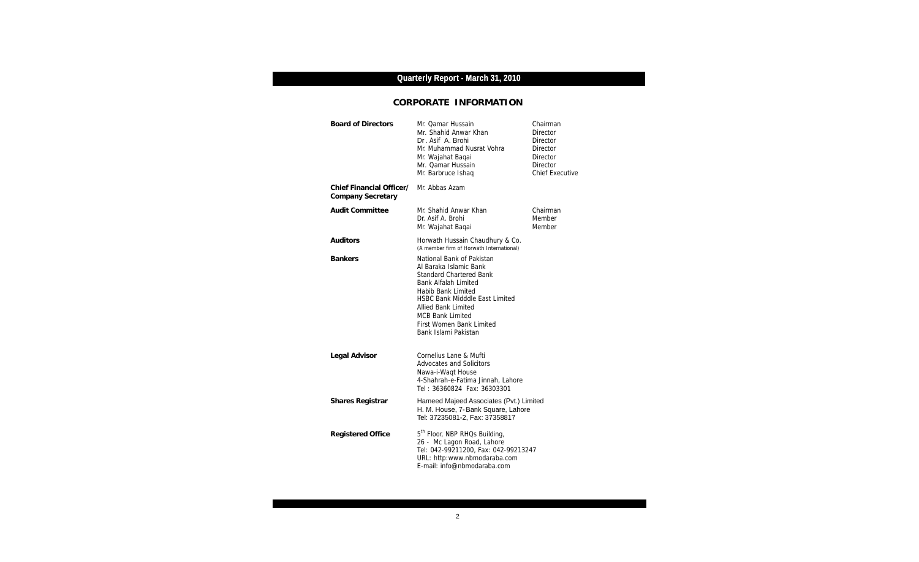## Quarterly Report - March 31, 2010

# CORPORATE INFORMATION

| | | |
|---|---|---|
| **Board of Directors** | Mr. Qamar Hussain | Chairman |
| | Mr. Shahid Anwar Khan | Director |
| | Dr . Asif A. Brohi | Director |
| | Mr. Muhammad Nusrat Vohra | Director |
| | Mr. Wajahat Baqai | Director |
| | Mr. Qamar Hussain | Director |
| | Mr. Barbruce Ishaq | Chief Executive |
| **Chief Financial Officer/ Company Secretary** | Mr. Abbas Azam | |
| **Audit Committee** | Mr. Shahid Anwar Khan | Chairman |
| | Dr. Asif A. Brohi | Member |
| | Mr. Wajahat Baqai | Member |

**Auditors**

Horwath Hussain Chaudhury & Co.
(A member firm of Horwath International)

**Bankers**

National Bank of Pakistan
Al Baraka Islamic Bank
Standard Chartered Bank
Bank Alfalah Limited
Habib Bank Limited
HSBC Bank Midddle East Limited
Allied Bank Limited
MCB Bank Limited
First Women Bank Limited
Bank Islami Pakistan

**Legal Advisor**

Cornelius Lane & Mufti
Advocates and Solicitors
Nawa-i-Waqt House
4-Shahrah-e-Fatima Jinnah, Lahore
Tel : 36360824 Fax: 36303301

**Shares Registrar**

Hameed Majeed Associates (Pvt.) Limited
H. M. House, 7-Bank Square, Lahore
Tel: 37235081-2, Fax: 37358817

**Registered Office**

5th Floor, NBP RHQs Building,
26 - Mc Lagon Road, Lahore
Tel: 042-99211200, Fax: 042-99213247
URL: http:www.nbmodaraba.com
E-mail: info@nbmodaraba.com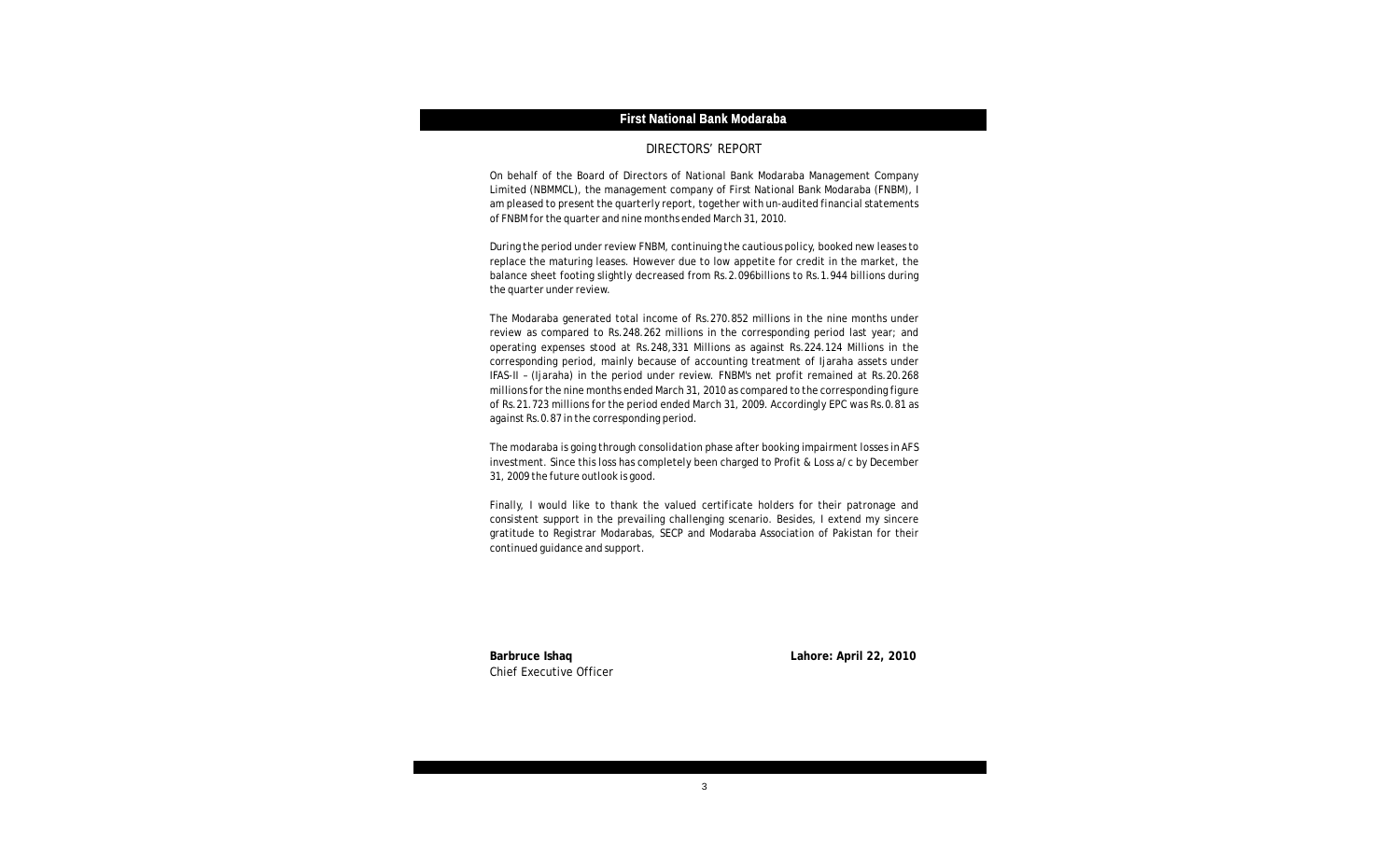## DIRECTORS' REPORT

On behalf of the Board of Directors of National Bank Modaraba Management Company Limited (NBMMCL), the management company of First National Bank Modaraba (FNBM), I am pleased to present the quarterly report, together with un-audited financial statements of FNBM for the quarter and nine months ended March 31, 2010.

During the period under review FNBM, continuing the cautious policy, booked new leases to replace the maturing leases. However due to low appetite for credit in the market, the balance sheet footing slightly decreased from Rs.2.096billions to Rs.1.944 billions during the quarter under review.

The Modaraba generated total income of Rs.270.852 millions in the nine months under review as compared to Rs.248.262 millions in the corresponding period last year; and operating expenses stood at Rs.248,331 Millions as against Rs.224.124 Millions in the corresponding period, mainly because of accounting treatment of Ijaraha assets under IFAS-II – (Ijaraha) in the period under review. FNBM's net profit remained at Rs.20.268 millions for the nine months ended March 31, 2010 as compared to the corresponding figure of Rs.21.723 millions for the period ended March 31, 2009. Accordingly EPC was Rs.0.81 as against Rs.0.87 in the corresponding period.

The modaraba is going through consolidation phase after booking impairment losses in AFS investment. Since this loss has completely been charged to Profit & Loss a/c by December 31, 2009 the future outlook is good.

Finally, I would like to thank the valued certificate holders for their patronage and consistent support in the prevailing challenging scenario. Besides, I extend my sincere gratitude to Registrar Modarabas, SECP and Modaraba Association of Pakistan for their continued guidance and support.

**Barbruce Ishaq**
Chief Executive Officer

**Lahore: April 22, 2010**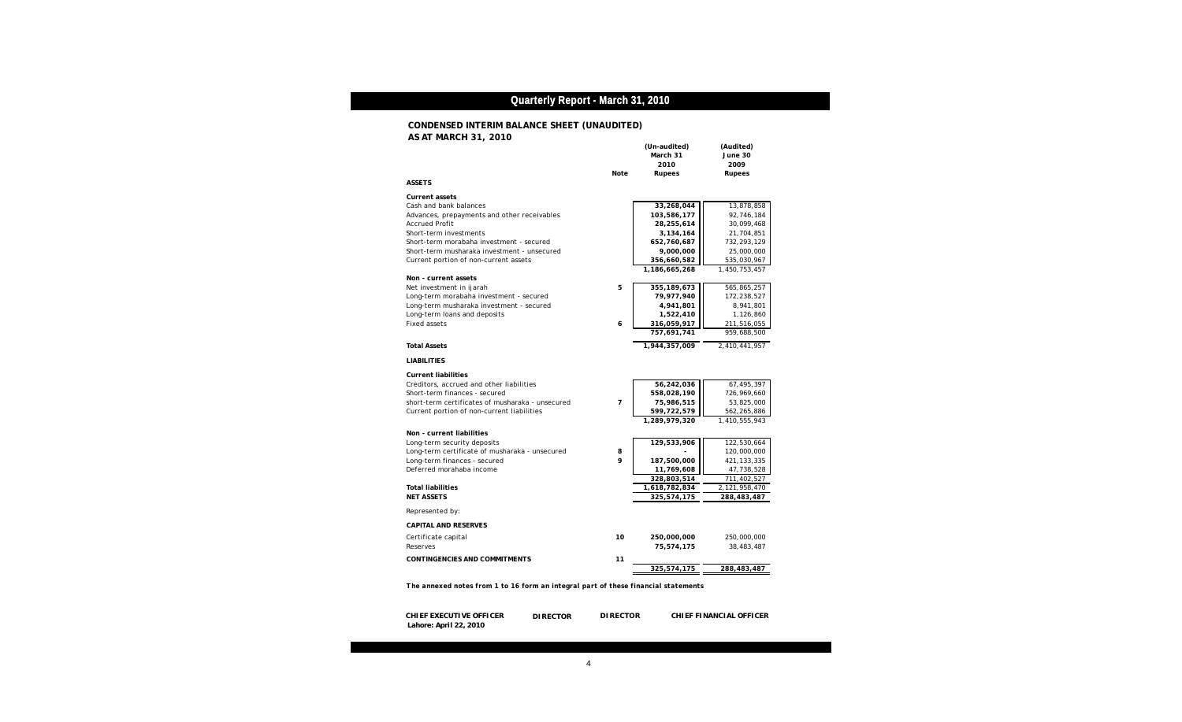## CONDENSED INTERIM BALANCE SHEET (UNAUDITED)
## AS AT MARCH 31, 2010

| | Note | (Un-audited) March 31 2010 Rupees | (Audited) June 30 2009 Rupees |
|---|---|---|---|
| **ASSETS** | | | |
| **Current assets** | | | |
| Cash and bank balances | | 33,268,044 | 13,878,858 |
| Advances, prepayments and other receivables | | 103,586,177 | 92,746,184 |
| Accrued Profit | | 28,255,614 | 30,099,468 |
| Short-term investments | | 3,134,164 | 21,704,851 |
| Short-term morabaha investment - secured | | 652,760,687 | 732,293,129 |
| Short-term musharaka investment - unsecured | | 9,000,000 | 25,000,000 |
| Current portion of non-current assets | | 356,660,582 | 535,030,967 |
| | | 1,186,665,268 | 1,450,753,457 |
| **Non - current assets** | | | |
| Net investment in ijarah | 5 | 355,189,673 | 565,865,257 |
| Long-term morabaha investment - secured | | 79,977,940 | 172,238,527 |
| Long-term musharaka investment - secured | | 4,941,801 | 8,941,801 |
| Long-term loans and deposits | | 1,522,410 | 1,126,860 |
| Fixed assets | 6 | 316,059,917 | 211,516,055 |
| | | 757,691,741 | 959,688,500 |
| **Total Assets** | | 1,944,357,009 | 2,410,441,957 |
| **LIABILITIES** | | | |
| **Current liabilities** | | | |
| Creditors, accrued and other liabilities | | 56,242,036 | 67,495,397 |
| Short-term finances - secured | | 558,028,190 | 726,969,660 |
| short-term certificates of musharaka - unsecured | 7 | 75,986,515 | 53,825,000 |
| Current portion of non-current liabilities | | 599,722,579 | 562,265,886 |
| | | 1,289,979,320 | 1,410,555,943 |
| **Non - current liabilities** | | | |
| Long-term security deposits | | 129,533,906 | 122,530,664 |
| Long-term certificate of musharaka - unsecured | 8 | - | 120,000,000 |
| Long-term finances - secured | 9 | 187,500,000 | 421,133,335 |
| Deferred morahaba income | | 11,769,608 | 47,738,528 |
| | | 328,803,514 | 711,402,527 |
| **Total liabilities** | | 1,618,782,834 | 2,121,958,470 |
| **NET ASSETS** | | 325,574,175 | 288,483,487 |
| Represented by: | | | |
| **CAPITAL AND RESERVES** | | | |
| Certificate capital | 10 | 250,000,000 | 250,000,000 |
| Reserves | | 75,574,175 | 38,483,487 |
| **CONTINGENCIES AND COMMITMENTS** | 11 | | |
| | | 325,574,175 | 288,483,487 |

***The annexed notes from 1 to 16 form an integral part of these financial statements***

**CHIEF EXECUTIVE OFFICER** | **DIRECTOR** | **DIRECTOR** | **CHIEF FINANCIAL OFFICER**

**Lahore: April 22, 2010**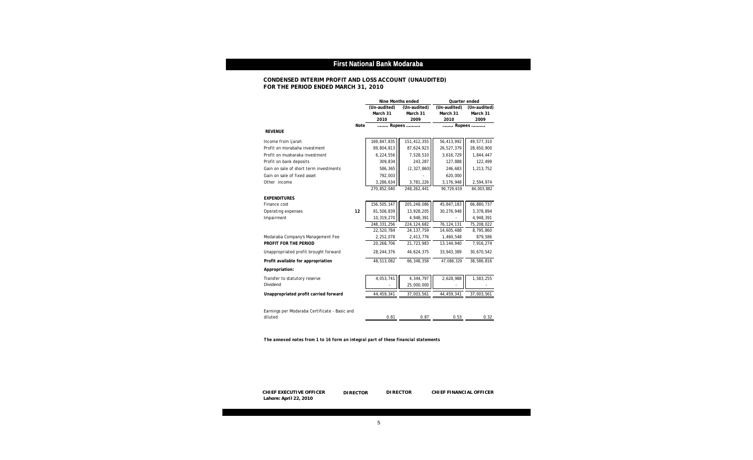# First National Bank Modaraba

## CONDENSED INTERIM PROFIT AND LOSS ACCOUNT (UNAUDITED)
## FOR THE PERIOD ENDED MARCH 31, 2010

| | Note | Nine Months ended | | Quarter ended | |
|---|---|---|---|---|---|
| | | (Un-audited) March 31 2010 | (Un-audited) March 31 2009 | (Un-audited) March 31 2010 | (Un-audited) March 31 2009 |
| | | ......... Rupees ............ | | ......... Rupees ............ | |
| **REVENUE** | | | | | |
| Income from ijarah | | 169,847,835 | 151,412,355 | 56,413,992 | 49,577,310 |
| Profit on morabaha investment | | 89,804,813 | 87,624,923 | 26,527,379 | 28,650,900 |
| Profit on musharaka investment | | 6,224,556 | 7,528,510 | 3,616,729 | 1,844,447 |
| Profit on bank deposits | | 309,834 | 243,287 | 127,888 | 122,499 |
| Gain on sale of short term investments | | 586,365 | (2,327,860) | 246,683 | 1,213,752 |
| Gain on sale of fixed asset | | 792,003 | - | 620,000 | |
| Other income | | 3,286,634 | 3,781,226 | 3,176,948 | 2,594,974 |
| | | 270,852,040 | 248,262,441 | 90,729,619 | 84,003,882 |
| **EXPENDITURES** | | | | | |
| Finance cost | | 156,505,147 | 205,248,086 | 45,847,183 | 66,880,737 |
| Operating expenses | 12 | 81,506,839 | 13,928,205 | 30,276,948 | 3,378,894 |
| Impairment | | 10,319,270 | 4,948,391 | - | 4,948,391 |
| | | 248,331,256 | 224,124,682 | 76,124,131 | 75,208,022 |
| | | 22,520,784 | 24,137,759 | 14,605,488 | 8,795,860 |
| Modaraba Company's Management Fee | | 2,252,078 | 2,413,776 | 1,460,548 | 879,586 |
| **PROFIT FOR THE PERIOD** | | 20,268,706 | 21,723,983 | 13,144,940 | 7,916,274 |
| Unappropriated profit brought forward | | 28,244,376 | 44,624,375 | 33,943,389 | 30,670,542 |
| **Profit available for appropriation** | | 48,513,082 | 66,348,358 | 47,088,329 | 38,586,816 |
| **Appropriation:** | | | | | |
| Transfer to statutory reserve | | 4,053,741 | 4,344,797 | 2,628,988 | 1,583,255 |
| Dividend | | - | 25,000,000 | - | - |
| **Unappropriated profit carried forward** | | 44,459,341 | 37,003,561 | 44,459,341 | 37,003,561 |
| Earnings per Modaraba Certificate - Basic and diluted | | 0.81 | 0.87 | 0.53 | 0.32 |

***The annexed notes from 1 to 16 form an integral part of these financial statements***

**CHIEF EXECUTIVE OFFICER** **DIRECTOR** **DIRECTOR** **CHIEF FINANCIAL OFFICER**

**Lahore: April 22, 2010**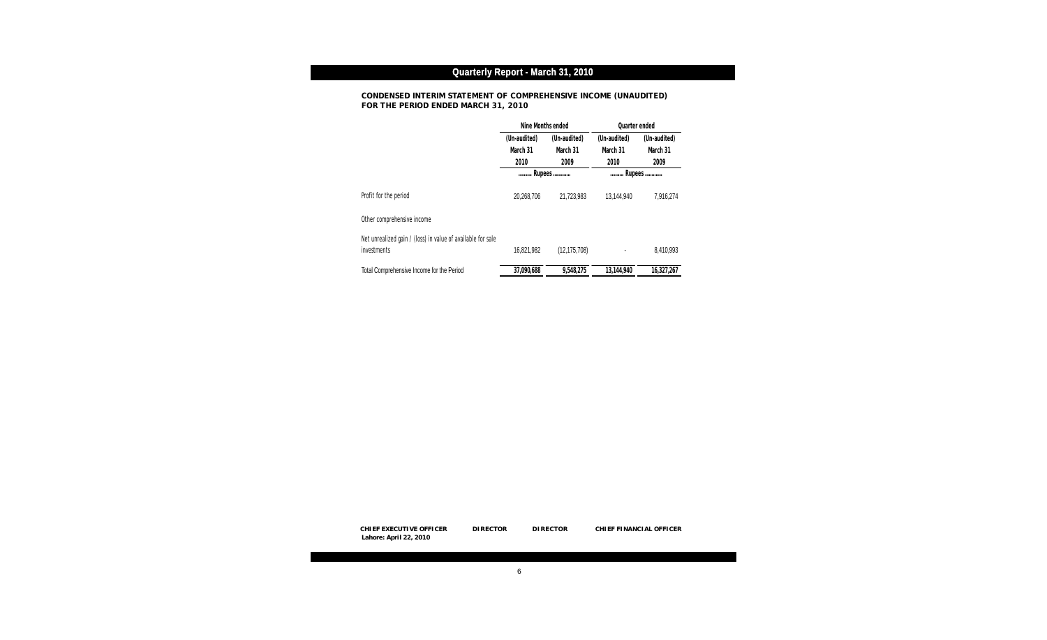## CONDENSED INTERIM STATEMENT OF COMPREHENSIVE INCOME (UNAUDITED) FOR THE PERIOD ENDED MARCH 31, 2010

| | Nine Months ended | | Quarter ended | |
|---|---|---|---|---|
| | (Un-audited) March 31 2010 | (Un-audited) March 31 2009 | (Un-audited) March 31 2010 | (Un-audited) March 31 2009 |
| | ........ Rupees ........... | | ........ Rupees ........... | |
| Profit for the period | 20,268,706 | 21,723,983 | 13,144,940 | 7,916,274 |
| Other comprehensive income | | | | |
| Net unrealized gain / (loss) in value of available for sale investments | 16,821,982 | (12,175,708) | - | 8,410,993 |
| Total Comprehensive Income for the Period | **37,090,688** | **9,548,275** | **13,144,940** | **16,327,267** |

**CHIEF EXECUTIVE OFFICER** **DIRECTOR** **DIRECTOR** **CHIEF FINANCIAL OFFICER**

**Lahore: April 22, 2010**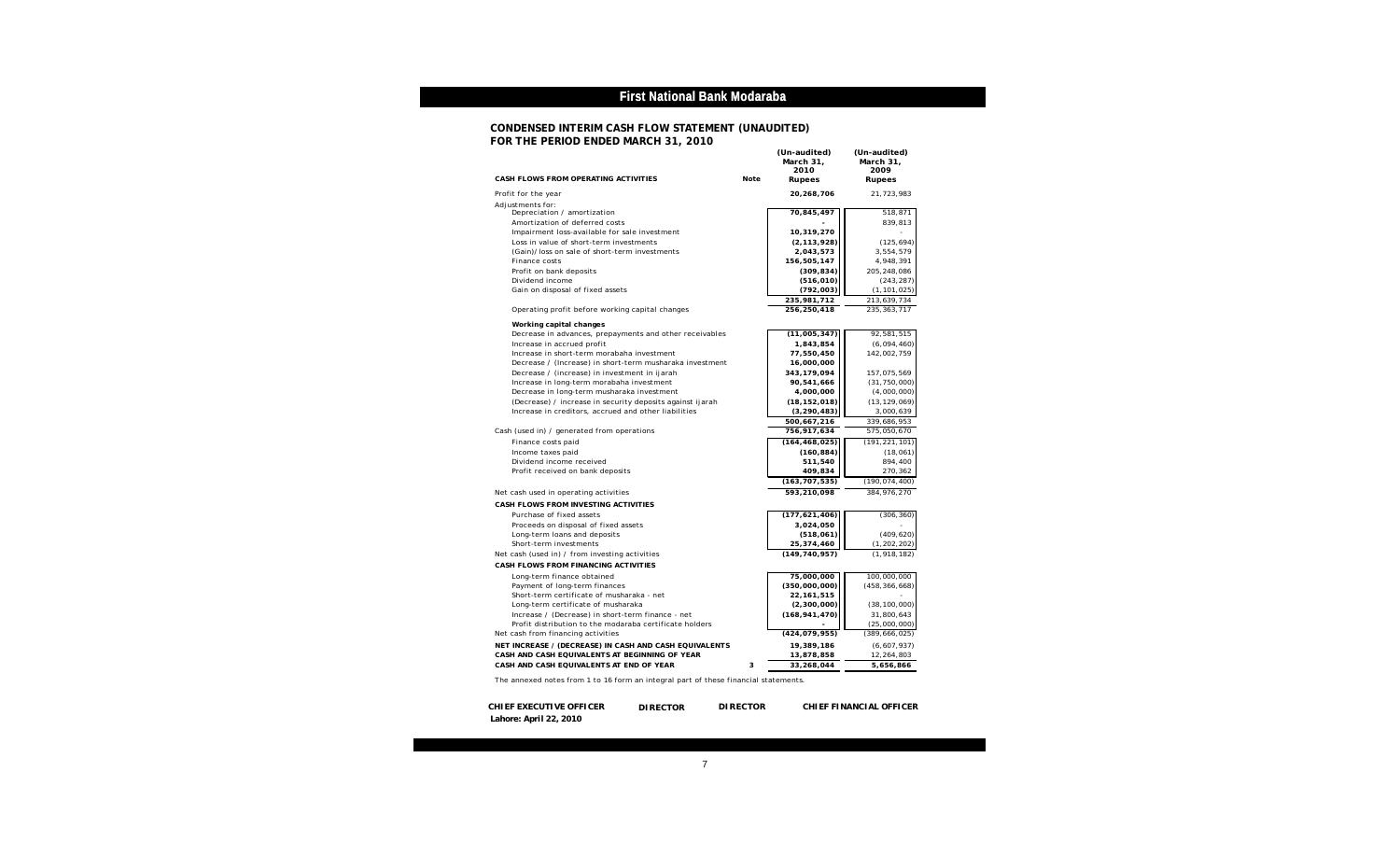# First National Bank Modaraba

## CONDENSED INTERIM CASH FLOW STATEMENT (UNAUDITED)
## FOR THE PERIOD ENDED MARCH 31, 2010

| CASH FLOWS FROM OPERATING ACTIVITIES | Note | (Un-audited) March 31, 2010 Rupees | (Un-audited) March 31, 2009 Rupees |
|---|---|---|---|
| Profit for the year | | **20,268,706** | 21,723,983 |
| Adjustments for: | | | |
| Depreciation / amortization | | **70,845,497** | 518,871 |
| Amortization of deferred costs | | **-** | 839,813 |
| Impairment loss-available for sale investment | | **10,319,270** | - |
| Loss in value of short-term investments | | **(2,113,928)** | (125,694) |
| (Gain)/loss on sale of short-term investments | | **2,043,573** | 3,554,579 |
| Finance costs | | **156,505,147** | 4,948,391 |
| Profit on bank deposits | | **(309,834)** | 205,248,086 |
| Dividend income | | **(516,010)** | (243,287) |
| Gain on disposal of fixed assets | | **(792,003)** | (1,101,025) |
| | | **235,981,712** | 213,639,734 |
| Operating profit before working capital changes | | **256,250,418** | 235,363,717 |
| **Working capital changes** | | | |
| Decrease in advances, prepayments and other receivables | | **(11,005,347)** | 92,581,515 |
| Increase in accrued profit | | **1,843,854** | (6,094,460) |
| Increase in short-term morabaha investment | | **77,550,450** | 142,002,759 |
| Decrease / (increase) in short-term musharaka investment | | **16,000,000** | |
| Decrease / (increase) in investment in ijarah | | **343,179,094** | 157,075,569 |
| Increase in long-term morabaha investment | | **90,541,666** | (31,750,000) |
| Decrease in long-term musharaka investment | | **4,000,000** | (4,000,000) |
| (Decrease) / increase in security deposits against ijarah | | **(18,152,018)** | (13,129,069) |
| Increase in creditors, accrued and other liabilities | | **(3,290,483)** | 3,000,639 |
| | | **500,667,216** | 339,686,953 |
| Cash (used in) / generated from operations | | **756,917,634** | 575,050,670 |
| Finance costs paid | | **(164,468,025)** | (191,221,101) |
| Income taxes paid | | **(160,884)** | (18,061) |
| Dividend income received | | **511,540** | 894,400 |
| Profit received on bank deposits | | **409,834** | 270,362 |
| | | **(163,707,535)** | (190,074,400) |
| Net cash used in operating activities | | **593,210,098** | 384,976,270 |
| **CASH FLOWS FROM INVESTING ACTIVITIES** | | | |
| Purchase of fixed assets | | **(177,621,406)** | (306,360) |
| Proceeds on disposal of fixed assets | | **3,024,050** | - |
| Long-term loans and deposits | | **(518,061)** | (409,620) |
| Short-term investments | | **25,374,460** | (1,202,202) |
| Net cash (used in) / from investing activities | | **(149,740,957)** | (1,918,182) |
| **CASH FLOWS FROM FINANCING ACTIVITIES** | | | |
| Long-term finance obtained | | **75,000,000** | 100,000,000 |
| Payment of long-term finances | | **(350,000,000)** | (458,366,668) |
| Short-term certificate of musharaka - net | | **22,161,515** | - |
| Long-term certificate of musharaka | | **(2,300,000)** | (38,100,000) |
| Increase / (Decrease) in short-term finance - net | | **(168,941,470)** | 31,800,643 |
| Profit distribution to the modaraba certificate holders | | **-** | (25,000,000) |
| Net cash from financing activities | | **(424,079,955)** | (389,666,025) |
| **NET INCREASE / (DECREASE) IN CASH AND CASH EQUIVALENTS** | | **19,389,186** | (6,607,937) |
| **CASH AND CASH EQUIVALENTS AT BEGINNING OF YEAR** | | **13,878,858** | 12,264,803 |
| **CASH AND CASH EQUIVALENTS AT END OF YEAR** | **3** | **33,268,044** | **5,656,866** |

The annexed notes from 1 to 16 form an integral part of these financial statements.

**CHIEF EXECUTIVE OFFICER** **DIRECTOR** **DIRECTOR** **CHIEF FINANCIAL OFFICER**

**Lahore: April 22, 2010**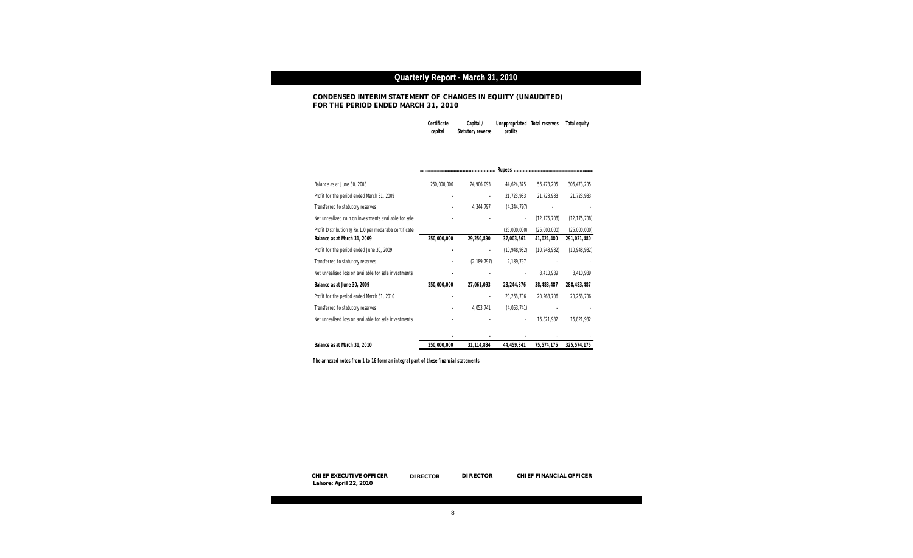## Quarterly Report - March 31, 2010

### CONDENSED INTERIM STATEMENT OF CHANGES IN EQUITY (UNAUDITED) FOR THE PERIOD ENDED MARCH 31, 2010

| | Certificate capital | Capital / Statutory reverse | Unappropriated profits | Total reserves | Total equity |
|---|---|---|---|---|---|
| | ............................................ | ............ | Rupees | ............ | ............................................ |
| Balance as at June 30, 2008 | 250,000,000 | 24,906,093 | 44,624,375 | 56,473,205 | 306,473,205 |
| Profit for the period ended March 31, 2009 | - | - | 21,723,983 | 21,723,983 | 21,723,983 |
| Transferred to statutory reserves | - | 4,344,797 | (4,344,797) | - | - |
| Net unrealized gain on investments available for sale | - | - | - | (12,175,708) | (12,175,708) |
| Profit Distribution @ Re.1.0 per modaraba certificate | | | (25,000,000) | (25,000,000) | (25,000,000) |
| **Balance as at March 31, 2009** | **250,000,000** | **29,250,890** | **37,003,561** | **41,021,480** | **291,021,480** |
| Profit for the period ended June 30, 2009 | - | - | (10,948,982) | (10,948,982) | (10,948,982) |
| Transferred to statutory reserves | - | (2,189,797) | 2,189,797 | - | - |
| Net unrealised loss on available for sale investments | - | - | - | 8,410,989 | 8,410,989 |
| **Balance as at June 30, 2009** | **250,000,000** | **27,061,093** | **28,244,376** | **38,483,487** | **288,483,487** |
| Profit for the period ended March 31, 2010 | - | - | 20,268,706 | 20,268,706 | 20,268,706 |
| Transferred to statutory reserves | - | 4,053,741 | (4,053,741) | - | - |
| Net unrealised loss on available for sale investments | - | - | - | 16,821,982 | 16,821,982 |
| | - | - | - | - | - |
| **Balance as at March 31, 2010** | **250,000,000** | **31,114,834** | **44,459,341** | **75,574,175** | **325,574,175** |

**The annexed notes from 1 to 16 form an integral part of these financial statements**

**CHIEF EXECUTIVE OFFICER** &nbsp;&nbsp; **DIRECTOR** &nbsp;&nbsp; **DIRECTOR** &nbsp;&nbsp; **CHIEF FINANCIAL OFFICER**

**Lahore: April 22, 2010**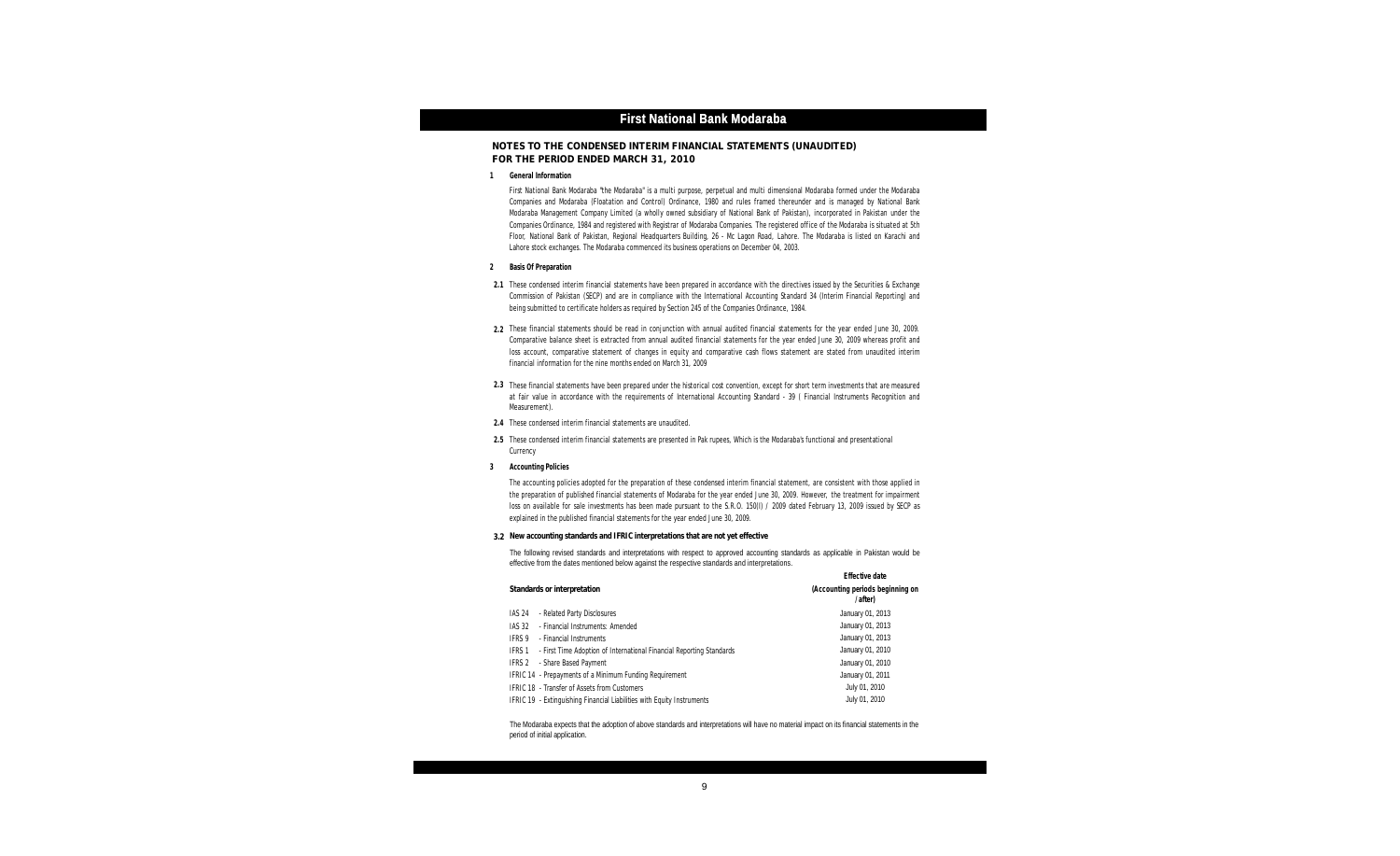## NOTES TO THE CONDENSED INTERIM FINANCIAL STATEMENTS (UNAUDITED) FOR THE PERIOD ENDED MARCH 31, 2010

### 1 General Information

First National Bank Modaraba "the Modaraba" is a multi purpose, perpetual and multi dimensional Modaraba formed under the Modaraba Companies and Modaraba (Floatation and Control) Ordinance, 1980 and rules framed thereunder and is managed by National Bank Modaraba Management Company Limited (a wholly owned subsidiary of National Bank of Pakistan), incorporated in Pakistan under the Companies Ordinance, 1984 and registered with Registrar of Modaraba Companies. The registered office of the Modaraba is situated at 5th Floor, National Bank of Pakistan, Regional Headquarters Building, 26 - Mc Lagon Road, Lahore. The Modaraba is listed on Karachi and Lahore stock exchanges. The Modaraba commenced its business operations on December 04, 2003.

### 2 Basis Of Preparation

**2.1** These condensed interim financial statements have been prepared in accordance with the directives issued by the Securities & Exchange Commission of Pakistan (SECP) and are in compliance with the International Accounting Standard 34 (Interim Financial Reporting) and being submitted to certificate holders as required by Section 245 of the Companies Ordinance, 1984.

**2.2** These financial statements should be read in conjunction with annual audited financial statements for the year ended June 30, 2009. Comparative balance sheet is extracted from annual audited financial statements for the year ended June 30, 2009 whereas profit and loss account, comparative statement of changes in equity and comparative cash flows statement are stated from unaudited interim financial information for the nine months ended on March 31, 2009

**2.3** These financial statements have been prepared under the historical cost convention, except for short term investments that are measured at fair value in accordance with the requirements of International Accounting Standard - 39 ( Financial Instruments Recognition and Measurement).

**2.4** These condensed interim financial statements are unaudited.

**2.5** These condensed interim financial statements are presented in Pak rupees, Which is the Modaraba's functional and presentational Currency

### 3 Accounting Policies

The accounting policies adopted for the preparation of these condensed interim financial statement, are consistent with those applied in the preparation of published financial statements of Modaraba for the year ended June 30, 2009. However, the treatment for impairment loss on available for sale investments has been made pursuant to the S.R.O. 150(I) / 2009 dated February 13, 2009 issued by SECP as explained in the published financial statements for the year ended June 30, 2009.

### 3.2 New accounting standards and IFRIC interpretations that are not yet effective

The following revised standards and interpretations with respect to approved accounting standards as applicable in Pakistan would be effective from the dates mentioned below against the respective standards and interpretations.

| Standards or interpretation | Effective date (Accounting periods beginning on / after) |
|---|---|
| IAS 24 - Related Party Disclosures | January 01, 2013 |
| IAS 32 - Financial Instruments: Amended | January 01, 2013 |
| IFRS 9 - Financial Instruments | January 01, 2013 |
| IFRS 1 - First Time Adoption of International Financial Reporting Standards | January 01, 2010 |
| IFRS 2 - Share Based Payment | January 01, 2010 |
| IFRIC 14 - Prepayments of a Minimum Funding Requirement | January 01, 2011 |
| IFRIC 18 - Transfer of Assets from Customers | July 01, 2010 |
| IFRIC 19 - Extinguishing Financial Liabilities with Equity Instruments | July 01, 2010 |

The Modaraba expects that the adoption of above standards and interpretations will have no material impact on its financial statements in the period of initial application.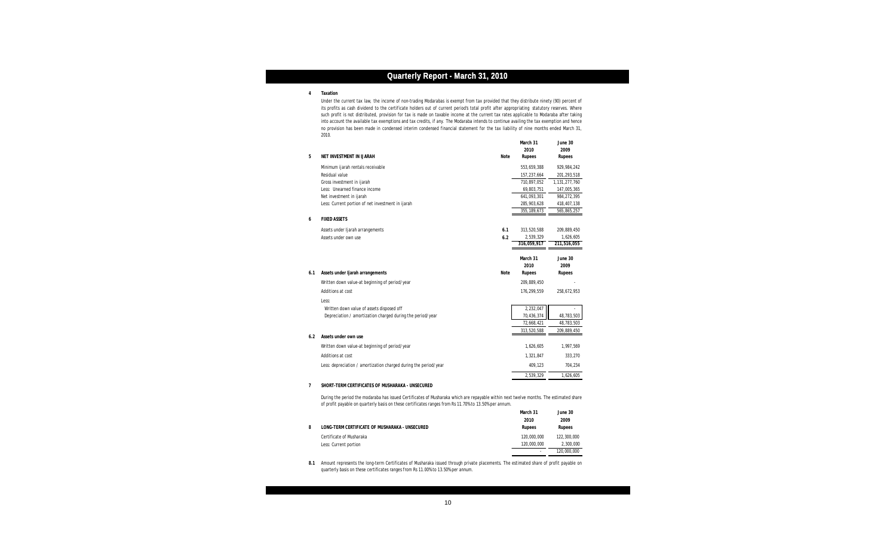## 4 Taxation

Under the current tax law, the income of non-trading Modarabas is exempt from tax provided that they distribute ninety (90) percent of its profits as cash dividend to the certificate holders out of current period's total profit after appropriating statutory reserves. Where such profit is not distributed, provision for tax is made on taxable income at the current tax rates applicable to Modaraba after taking into account the available tax exemptions and tax credits, if any. The Modaraba intends to continue availing the tax exemption and hence no provision has been made in condensed interim condensed financial statement for the tax liability of nine months ended March 31, 2010.

| 5 NET INVESTMENT IN IJARAH | Note | March 31 2010 Rupees | June 30 2009 Rupees |
|---|---|---|---|
| Minimum ijarah rentals receivable | | 553,659,388 | 929,984,242 |
| Residual value | | 157,237,664 | 201,293,518 |
| Gross investment in ijarah | | 710,897,052 | 1,131,277,760 |
| Less: Unearned finance income | | 69,803,751 | 147,005,365 |
| Net investment in ijarah | | 641,093,301 | 984,272,395 |
| Less: Current portion of net investment in ijarah | | 285,903,628 | 418,407,138 |
| | | 355,189,673 | 565,865,257 |

| 6 FIXED ASSETS | Note | March 31 2010 Rupees | June 30 2009 Rupees |
|---|---|---|---|
| Assets under Ijarah arrangements | 6.1 | 313,520,588 | 209,889,450 |
| Assets under own use | 6.2 | 2,539,329 | 1,626,605 |
| | | 316,059,917 | 211,516,055 |

| 6.1 Assets under Ijarah arrangements | Note | March 31 2010 Rupees | June 30 2009 Rupees |
|---|---|---|---|
| Written down value-at beginning of period/year | | 209,889,450 | - |
| Additions at cost | | 176,299,559 | 258,672,953 |
| Less: | | | |
| Written down value of assets disposed off | | 2,232,047 | - |
| Depreciation / amortization charged during the period/year | | 70,436,374 | 48,783,503 |
| | | 72,668,421 | 48,783,503 |
| | | 313,520,588 | 209,889,450 |

| 6.2 Assets under own use | | | |
|---|---|---|---|
| Written down value-at beginning of period/year | | 1,626,605 | 1,997,569 |
| Additions at cost | | 1,321,847 | 333,270 |
| Less: depreciation / amortization charged during the period/year | | 409,123 | 704,234 |
| | | 2,539,329 | 1,626,605 |

## 7 SHORT-TERM CERTIFICATES OF MUSHARAKA - UNSECURED

During the period the modaraba has issued Certificates of Musharaka which are repayable within next twelve months. The estimated share of profit payable on quarterly basis on these certificates ranges from Rs 11.70% to 13.50% per annum.

| 8 LONG-TERM CERTIFICATE OF MUSHARAKA - UNSECURED | March 31 2010 Rupees | June 30 2009 Rupees |
|---|---|---|
| Certificate of Musharaka | 120,000,000 | 122,300,000 |
| Less: Current portion | 120,000,000 | 2,300,000 |
| | - | 120,000,000 |

**8.1** Amount represents the long-term Certificates of Musharaka issued through private placements. The estimated share of profit payable on quarterly basis on these certificates ranges from Rs 11.00% to 13.50% per annum.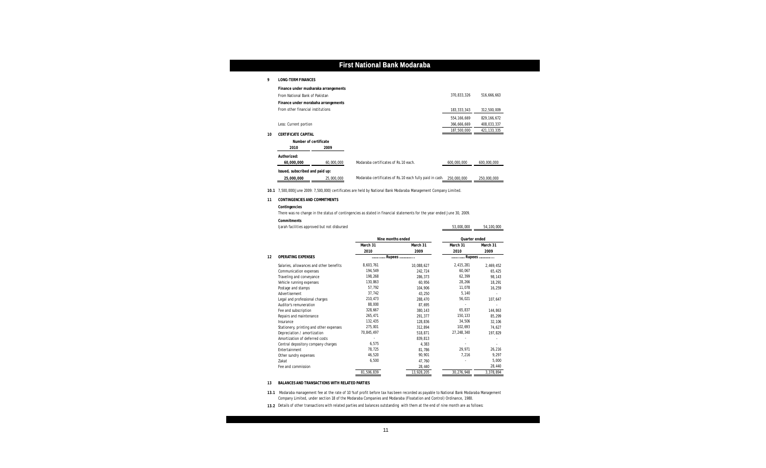## 9 LONG-TERM FINANCES

| | | |
|---|---|---|
| **Finance under musharaka arrangements** | | |
| From National Bank of Pakistan | 370,833,326 | 516,666,663 |
| **Finance under morabaha arrangements** | | |
| From other financial institutions | 183,333,343 | 312,500,009 |
| | 554,166,669 | 829,166,672 |
| Less: Current portion | 366,666,669 | 408,033,337 |
| | 187,500,000 | 421,133,335 |

## 10 CERTIFICATE CAPITAL

| Number of certificate 2010 | Number of certificate 2009 | | | |
|---|---|---|---|---|
| **Authorized:** | | | | |
| **60,000,000** | 60,000,000 | Modaraba certificates of Rs.10 each. | 600,000,000 | 600,000,000 |
| **Issued, subscribed and paid up:** | | | | |
| **25,000,000** | 25,000,000 | Modaraba certificates of Rs.10 each fully paid in cash. | 250,000,000 | 250,000,000 |

**10.1** 7,500,000(June 2009: 7,500,000) certificates are held by National Bank Modaraba Management Company Limited.

## 11 CONTINGENCIES AND COMMITMENTS

**Contingencies**

There was no change in the status of contingencies as stated in financial statements for the year ended June 30, 2009.

**Commitments**

| | | |
|---|---|---|
| Ijarah facilities approved but not disbursed | 53,000,000 | 54,100,000 |

## 12 OPERATING EXPENSES

| | Nine months ended | | Quarter ended | |
|---|---|---|---|---|
| | March 31 2010 | March 31 2009 | March 31 2010 | March 31 2009 |
| | ............ Rupees ............ | | ............ Rupees ............ | |
| Salaries, allowances and other benefits | 8,603,761 | 10,088,627 | 2,415,281 | 2,469,452 |
| Communication expenses | 194,549 | 242,724 | 60,067 | 65,425 |
| Traveling and conveyance | 198,268 | 286,373 | 62,399 | 98,143 |
| Vehicle running expenses | 130,863 | 60,956 | 28,266 | 18,291 |
| Postage and stamps | 57,792 | 104,906 | 11,078 | 16,259 |
| Advertisement | 37,742 | 43,250 | 5,140 | - |
| Legal and professional charges | 210,473 | 288,470 | 56,021 | 107,647 |
| Auditor's remuneration | 88,000 | 87,695 | - | - |
| Fee and subscription | 328,667 | 380,143 | 65,837 | 144,863 |
| Repairs and maintenance | 265,471 | 291,377 | 150,133 | 85,299 |
| Insurance | 132,435 | 128,836 | 34,506 | 32,106 |
| Stationery, printing and other expenses | 275,001 | 312,894 | 102,693 | 74,627 |
| Depreciation / amortization | 70,845,497 | 518,871 | 27,248,340 | 197,829 |
| Amortization of deferred costs | - | 839,813 | - | - |
| Central depository company charges | 6,575 | 4,383 | - | - |
| Entertainment | 78,725 | 81,786 | 29,971 | 26,216 |
| Other sundry expenses | 46,520 | 90,901 | 7,216 | 9,297 |
| Zakat | 6,500 | 47,760 | - | 5,000 |
| Fee and commission | | 28,440 | | 28,440 |
| | 81,506,839 | 13,928,205 | 30,276,948 | 3,378,894 |

## 13 BALANCES AND TRANSACTIONS WITH RELATED PARTIES

**13.1** Modaraba management fee at the rate of 10 %of profit before tax has been recorded as payable to National Bank Modaraba Management Company Limited, under section 18 of the Modaraba Companies and Modaraba (Floatation and Control) Ordinance, 1980.

**13.2** Details of other transactions with related parties and balances outstanding with them at the end of nine month are as follows: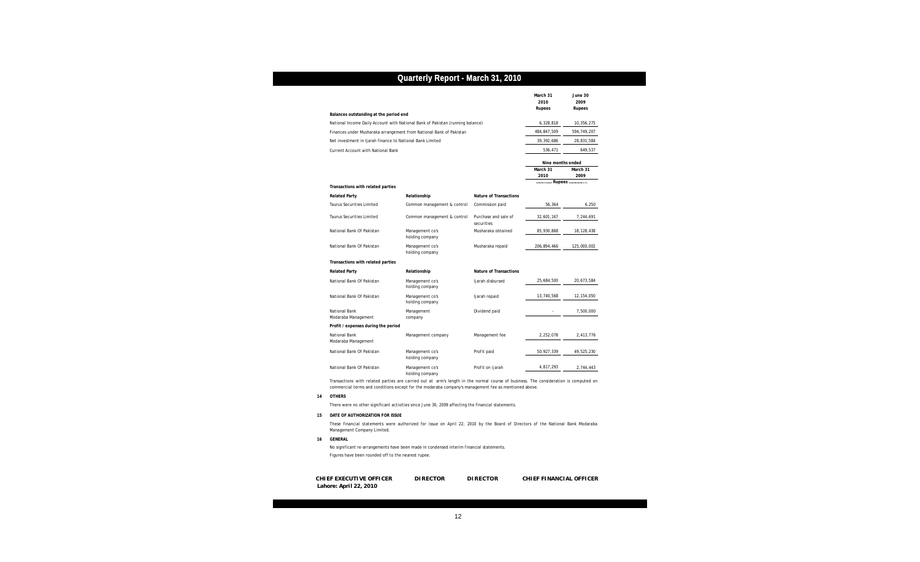| | March 31 2010 Rupees | June 30 2009 Rupees |
|---|---|---|
| **Balances outstanding at the period end** | | |
| National Income Daily Account with National Bank of Pakistan (running balance) | 6,328,818 | 10,356,275 |
| Finances under Musharaka arrangement from National Bank of Pakistan | 484,847,509 | 594,749,207 |
| Net investment in Ijarah finance to National Bank Limited | 39,392,686 | 28,831,584 |
| Current Account with National Bank | 536,471 | 649,537 |

| | | | Nine months ended | |
|---|---|---|---|---|
| | | | March 31 2010 | March 31 2009 |
| | | | ............ Rupees ............ | |
| **Transactions with related parties** | | | | |
| **Related Party** | **Relationship** | **Nature of Transactions** | | |
| Taurus Securities Limited | Common management & control | Commission paid | 56,364 | 6,250 |
| Taurus Securities Limited | Common management & control | Purchase and sale of securities | 32,601,167 | 7,244,691 |
| National Bank Of Pakistan | Management co's holding company | Musharaka obtained | 85,930,868 | 18,128,438 |
| National Bank Of Pakistan | Management co's holding company | Musharaka repaid | 206,894,466 | 125,000,002 |
| **Transactions with related parties** | | | | |
| **Related Party** | **Relationship** | **Nature of Transactions** | | |
| National Bank Of Pakistan | Management co's holding company | Ijarah disbursed | 25,684,500 | 20,673,584 |
| National Bank Of Pakistan | Management co's holding company | Ijarah repaid | 13,740,568 | 12,154,050 |
| National Bank Modaraba Management | Management company | Dividend paid | - | 7,500,000 |
| **Profit / expenses during the period** | | | | |
| National Bank Modaraba Management | Management company | Management fee | 2,252,078 | 2,413,776 |
| National Bank Of Pakistan | Management co's holding company | Profit paid | 50,927,339 | 49,525,230 |
| National Bank Of Pakistan | Management co's holding company | Profit on ijarah | 4,817,293 | 2,744,443 |

Transactions with related parties are carried out at arm's length in the normal course of business. The consideration is computed on commercial terms and conditions except for the modaraba company's management fee as mentioned above.

**14 OTHERS**

There were no other significant activities since June 30, 2009 affecting the financial statements.

**15 DATE OF AUTHORIZATION FOR ISSUE**

These financial statements were authorized for issue on April 22, 2010 by the Board of Directors of the National Bank Modaraba Management Company Limited.

**16 GENERAL**

No significant re-arrangements have been made in condensed interim financial statements.

Figures have been rounded off to the nearest rupee.

**CHIEF EXECUTIVE OFFICER** **DIRECTOR** **DIRECTOR** **CHIEF FINANCIAL OFFICER**

**Lahore: April 22, 2010**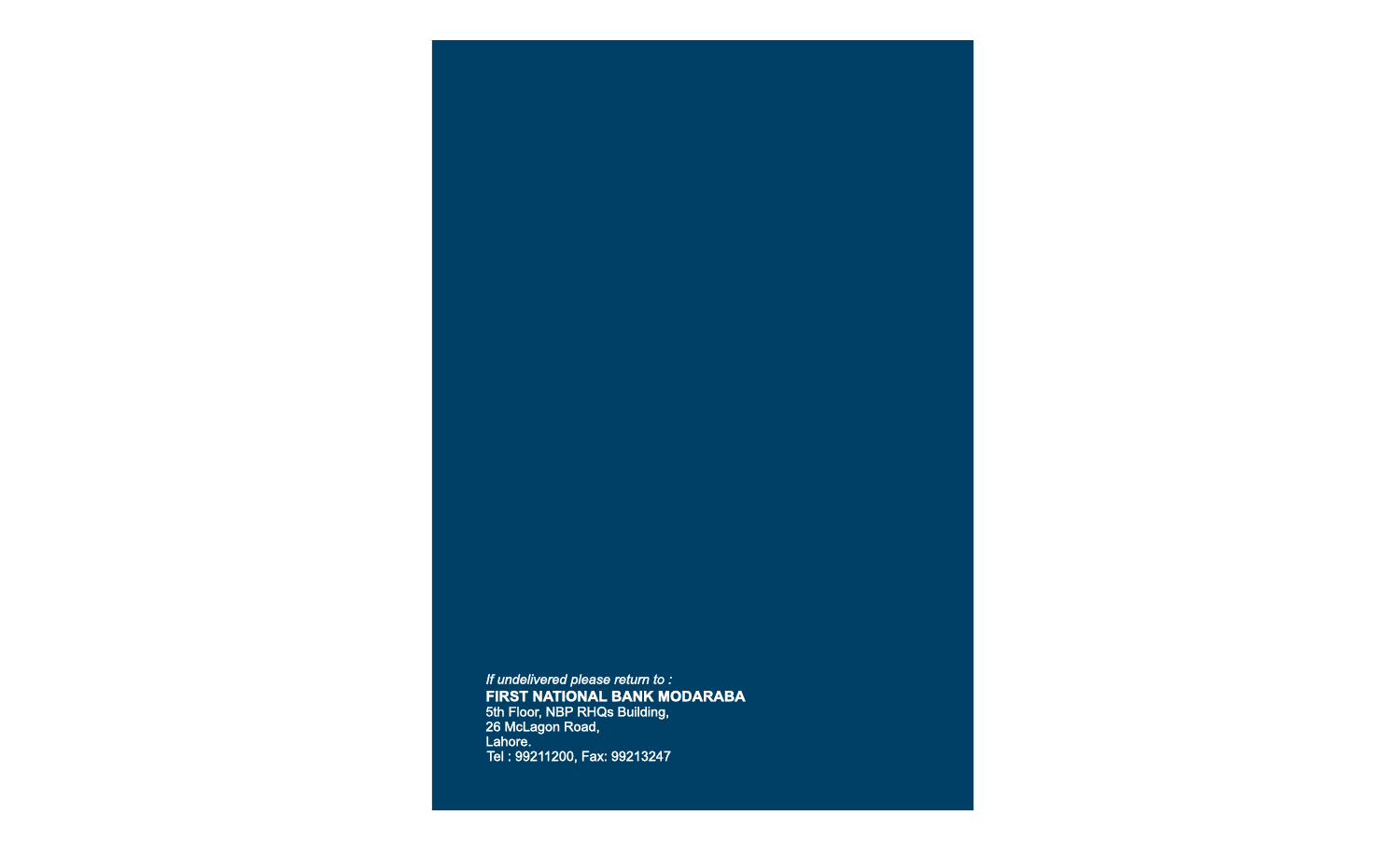*If undelivered please return to :*

**FIRST NATIONAL BANK MODARABA**

5th Floor, NBP RHQs Building,
26 McLagon Road,
Lahore.
Tel : 99211200, Fax: 99213247